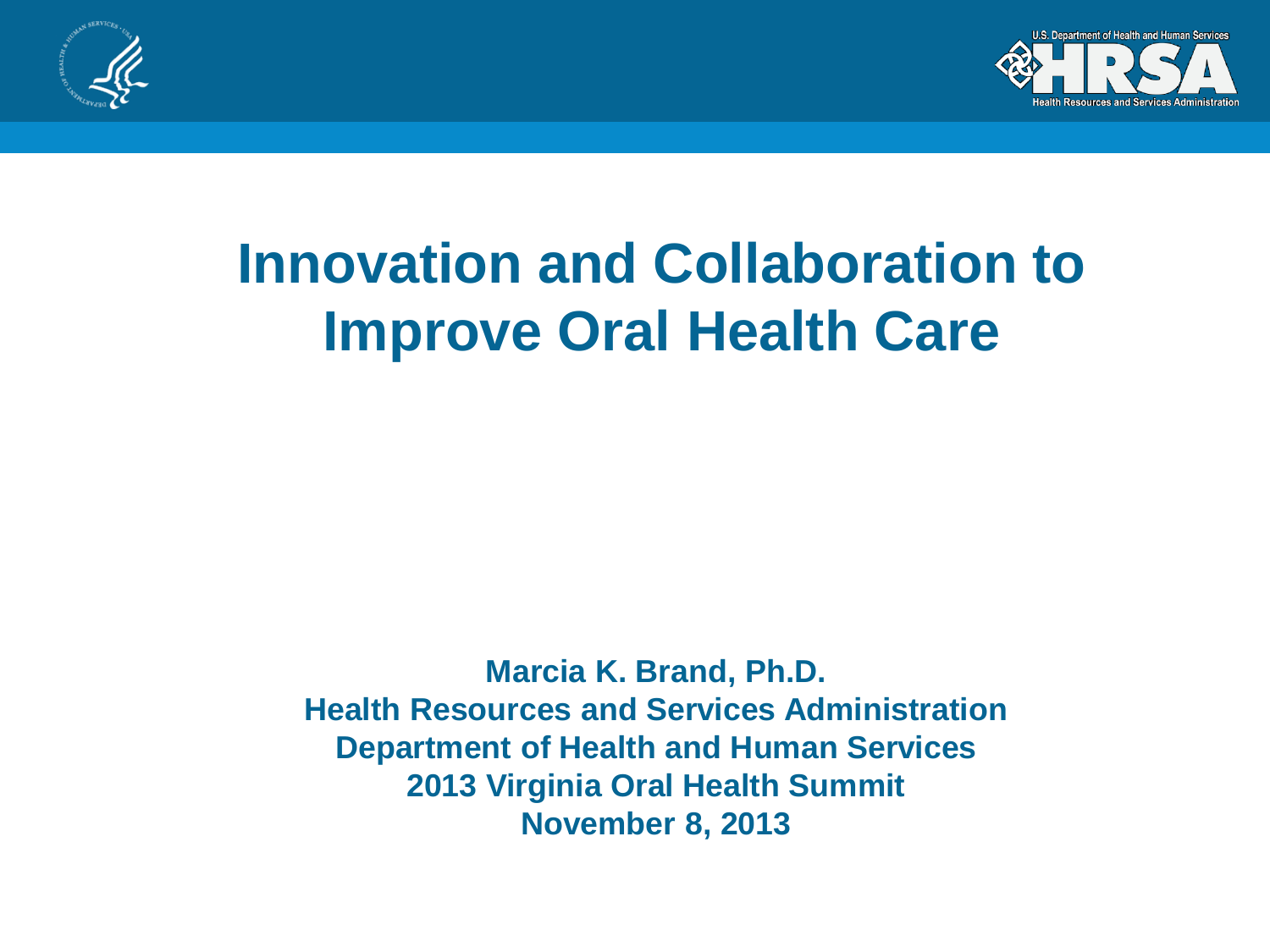# Innovation and Collaboration to Improve Oral Health Care

**Marcia K. Brand, Ph.D.**
**Health Resources and Services Administration**
**Department of Health and Human Services**
**2013 Virginia Oral Health Summit**
**November 8, 2013**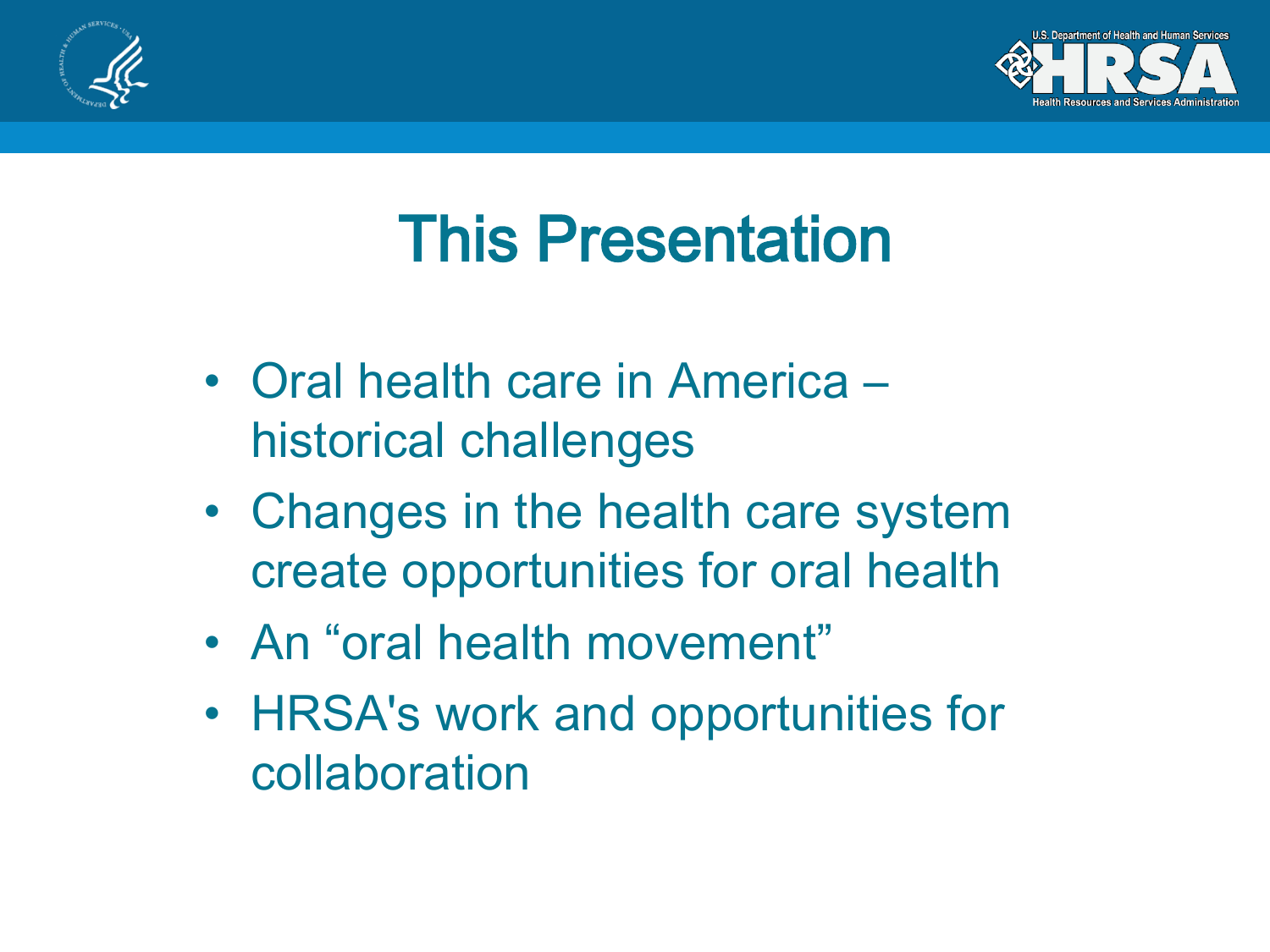# This Presentation

- Oral health care in America – historical challenges
- Changes in the health care system create opportunities for oral health
- An “oral health movement”
- HRSA's work and opportunities for collaboration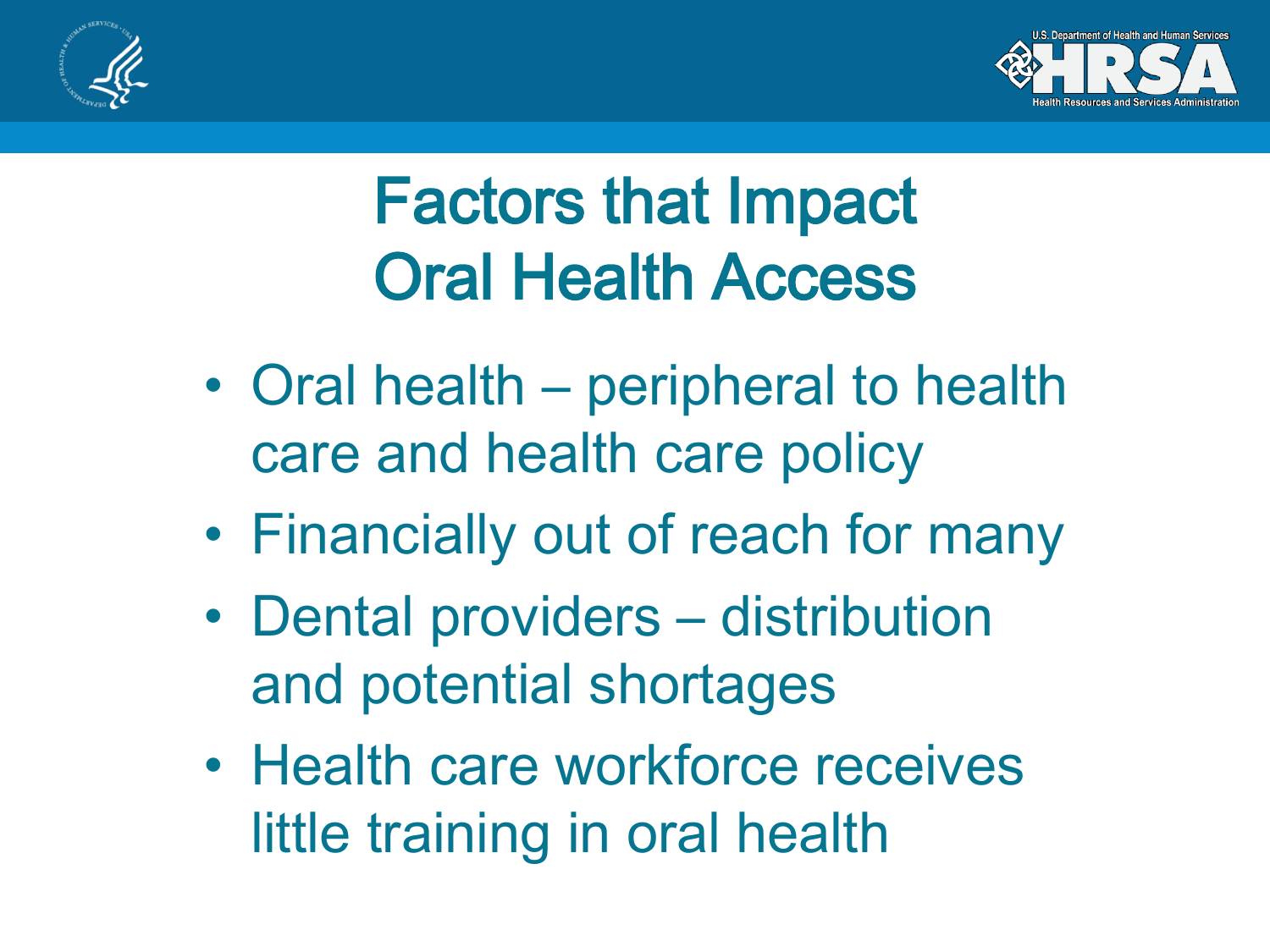# Factors that Impact Oral Health Access

- Oral health – peripheral to health care and health care policy
- Financially out of reach for many
- Dental providers – distribution and potential shortages
- Health care workforce receives little training in oral health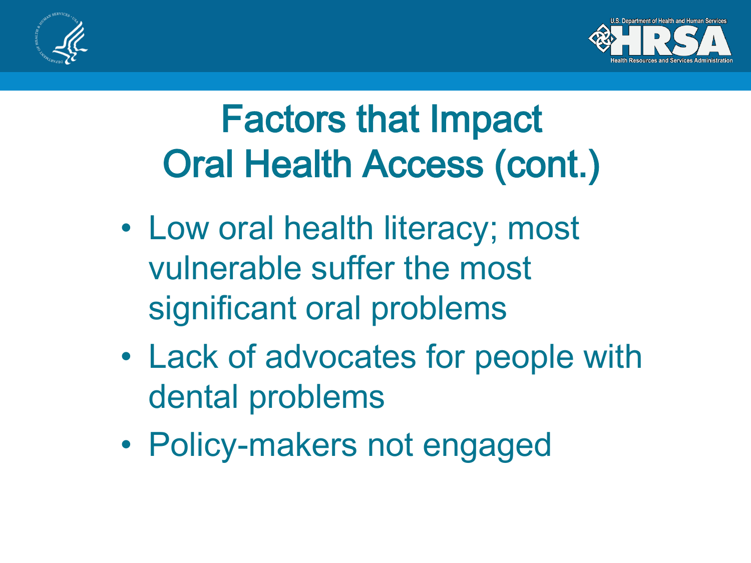# Factors that Impact Oral Health Access (cont.)

- Low oral health literacy; most vulnerable suffer the most significant oral problems
- Lack of advocates for people with dental problems
- Policy-makers not engaged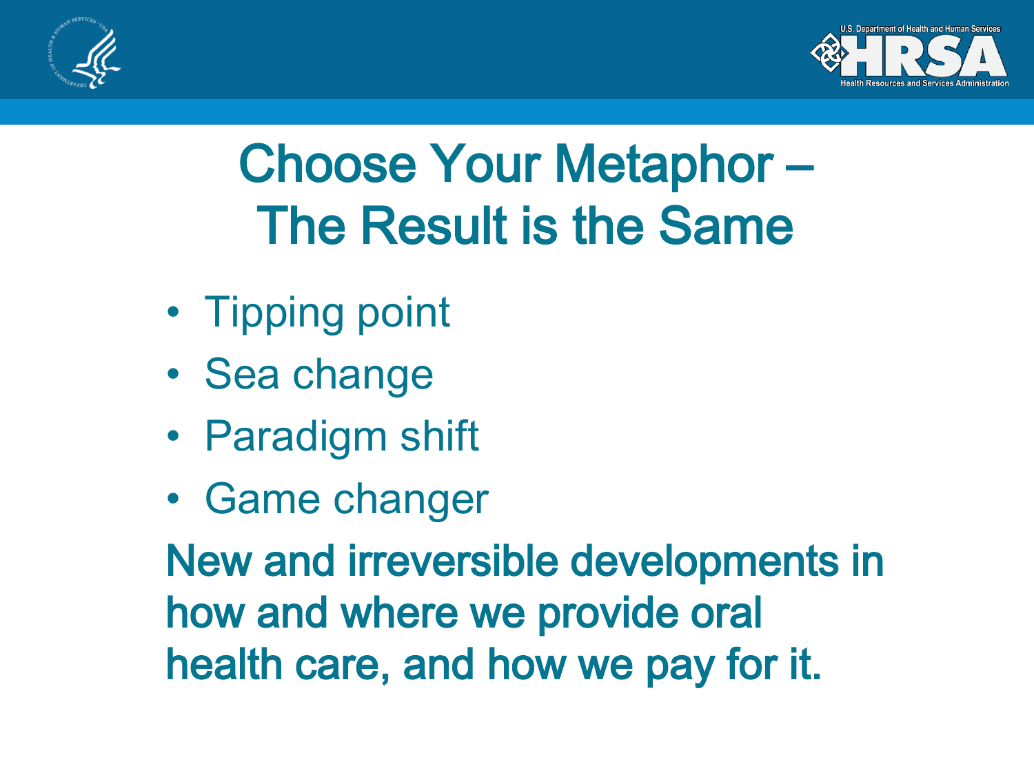# Choose Your Metaphor – The Result is the Same

- Tipping point
- Sea change
- Paradigm shift
- Game changer

**New and irreversible developments in how and where we provide oral health care, and how we pay for it.**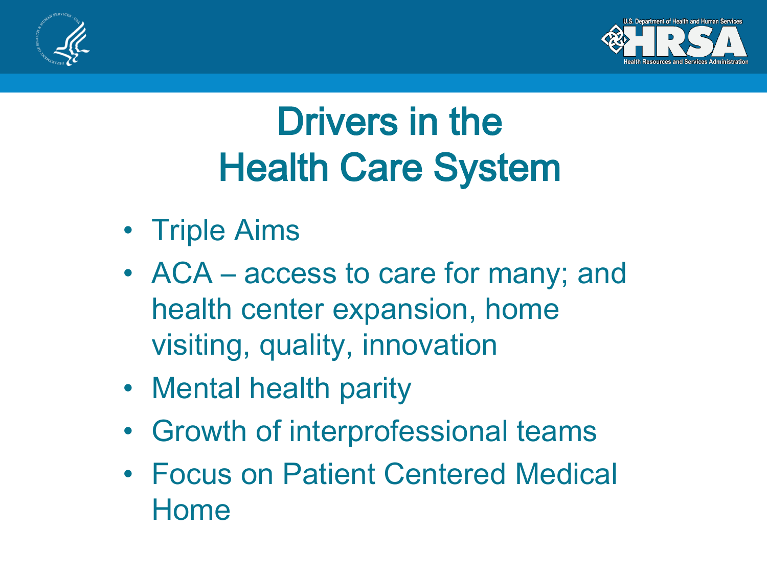# Drivers in the Health Care System

- Triple Aims
- ACA – access to care for many; and health center expansion, home visiting, quality, innovation
- Mental health parity
- Growth of interprofessional teams
- Focus on Patient Centered Medical Home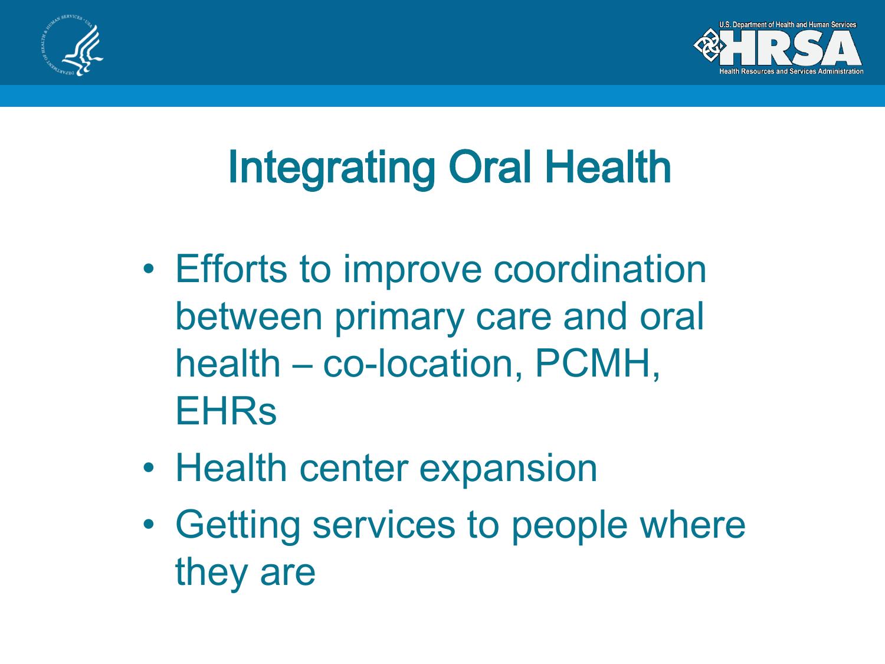# Integrating Oral Health

- Efforts to improve coordination between primary care and oral health – co-location, PCMH, EHRs
- Health center expansion
- Getting services to people where they are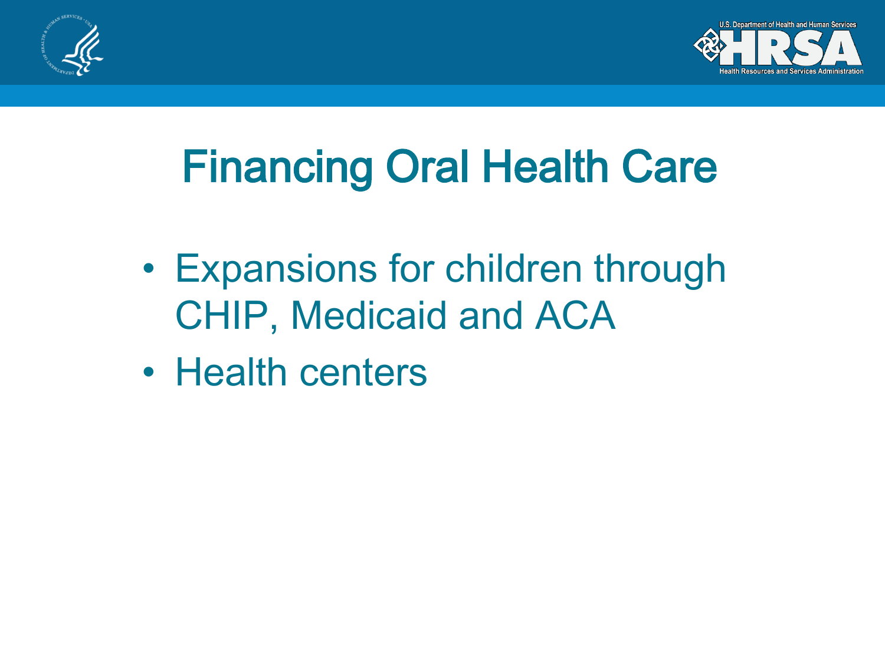# Financing Oral Health Care

- Expansions for children through CHIP, Medicaid and ACA
- Health centers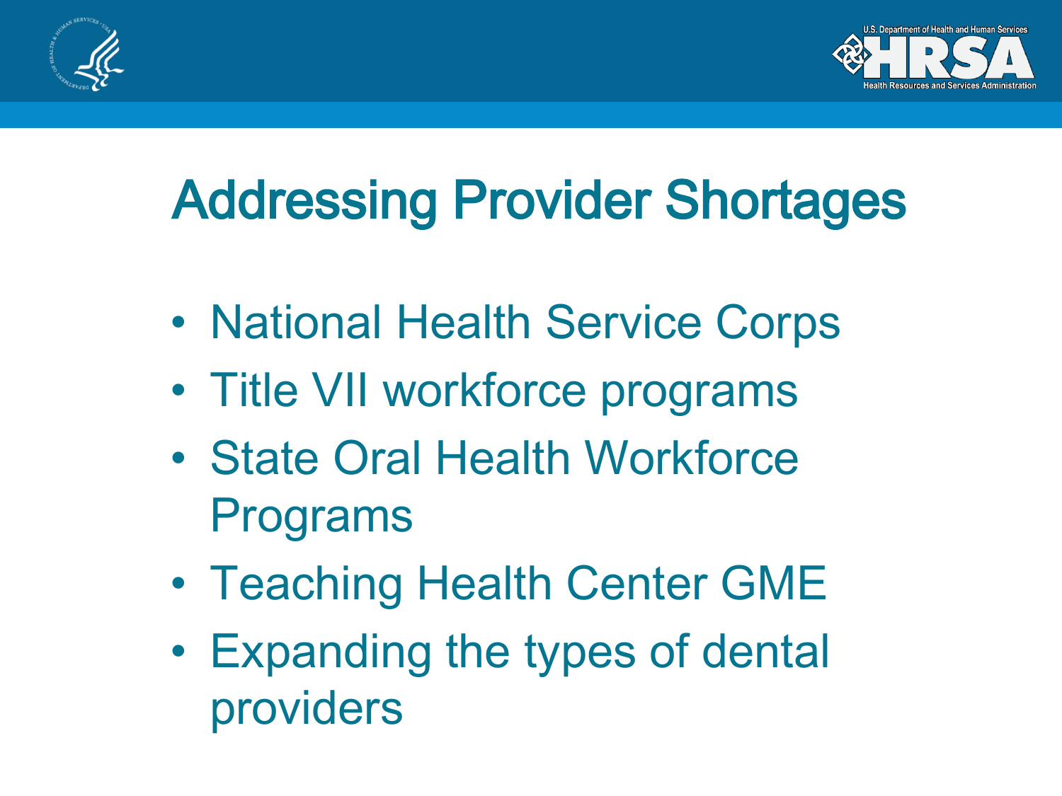# Addressing Provider Shortages

- National Health Service Corps
- Title VII workforce programs
- State Oral Health Workforce Programs
- Teaching Health Center GME
- Expanding the types of dental providers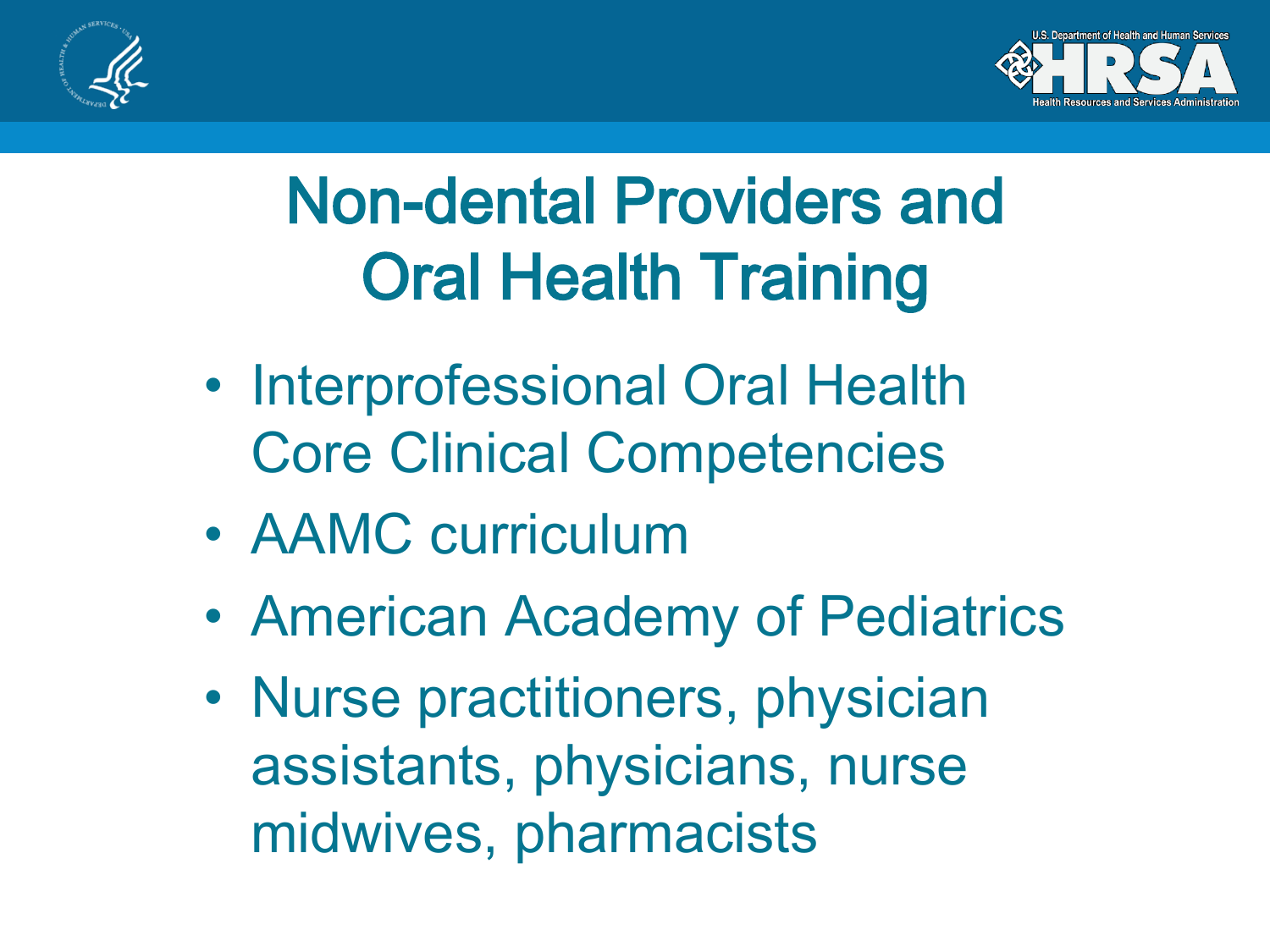# Non-dental Providers and Oral Health Training

- Interprofessional Oral Health Core Clinical Competencies
- AAMC curriculum
- American Academy of Pediatrics
- Nurse practitioners, physician assistants, physicians, nurse midwives, pharmacists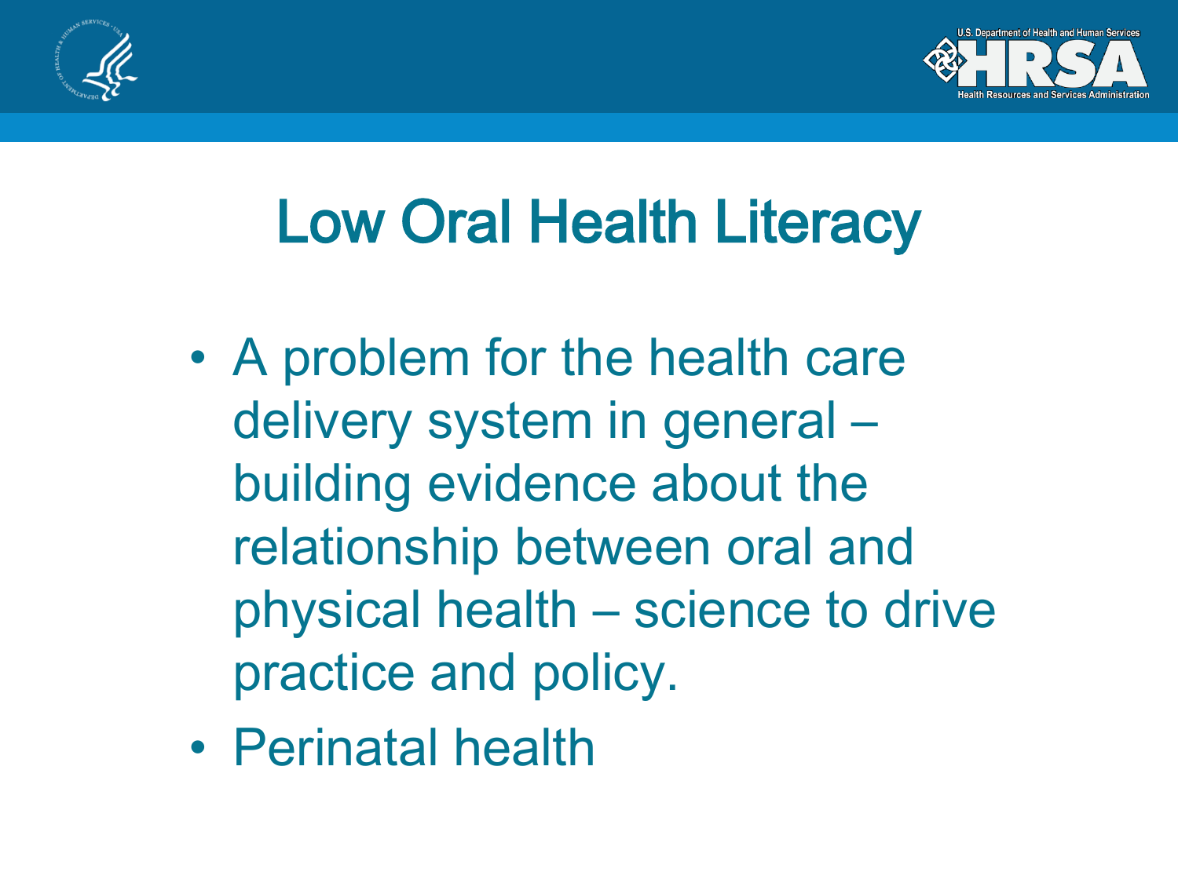# Low Oral Health Literacy

- A problem for the health care delivery system in general – building evidence about the relationship between oral and physical health – science to drive practice and policy.
- Perinatal health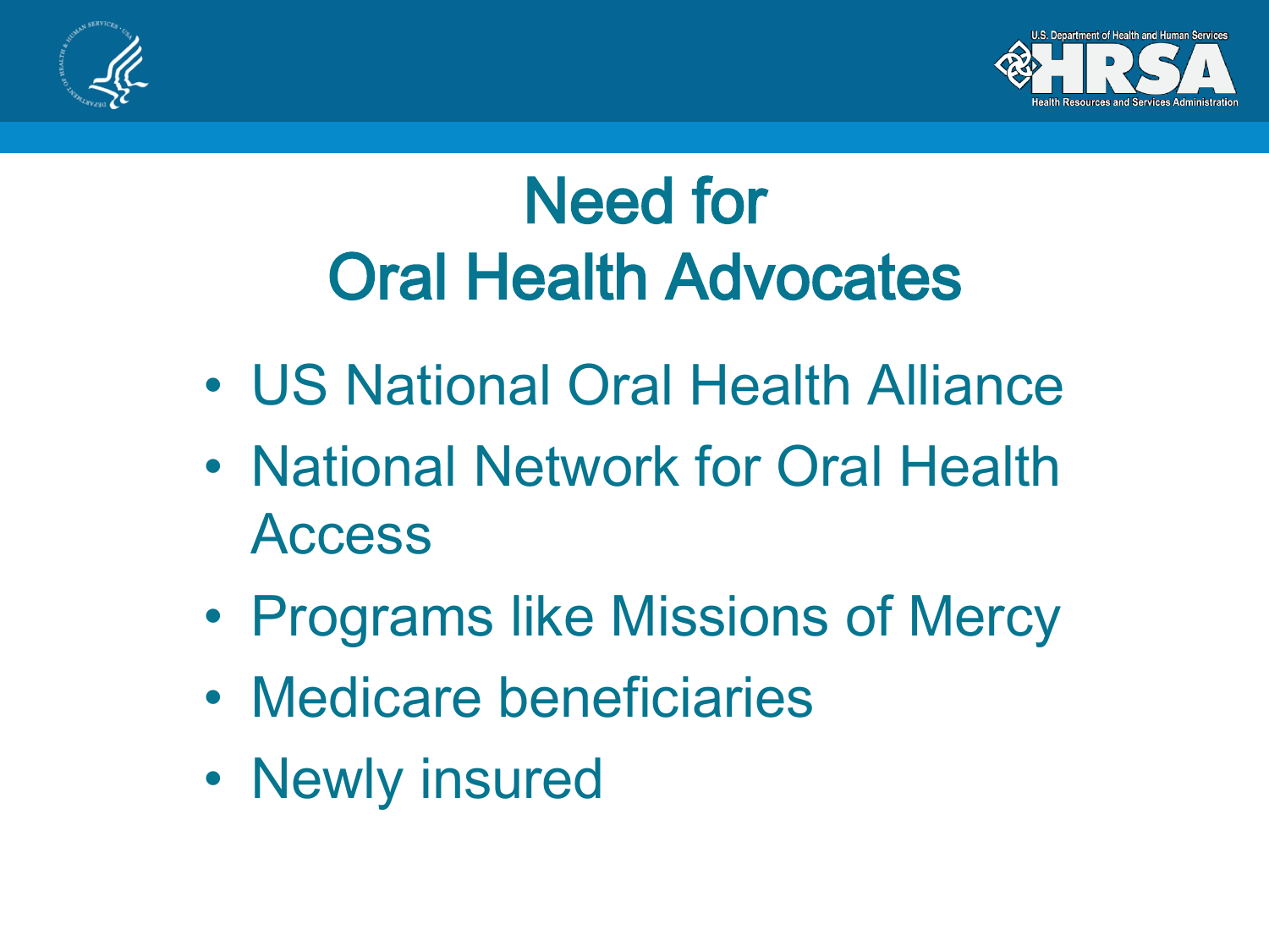# Need for Oral Health Advocates

- US National Oral Health Alliance
- National Network for Oral Health Access
- Programs like Missions of Mercy
- Medicare beneficiaries
- Newly insured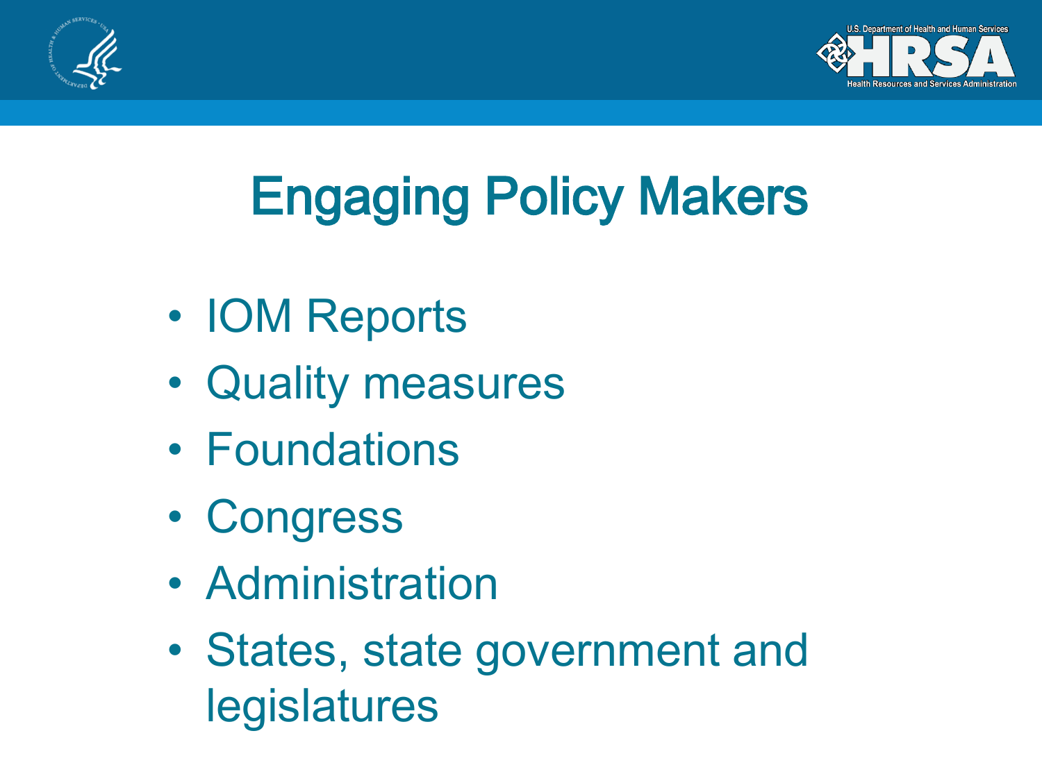# Engaging Policy Makers

- IOM Reports
- Quality measures
- Foundations
- Congress
- Administration
- States, state government and legislatures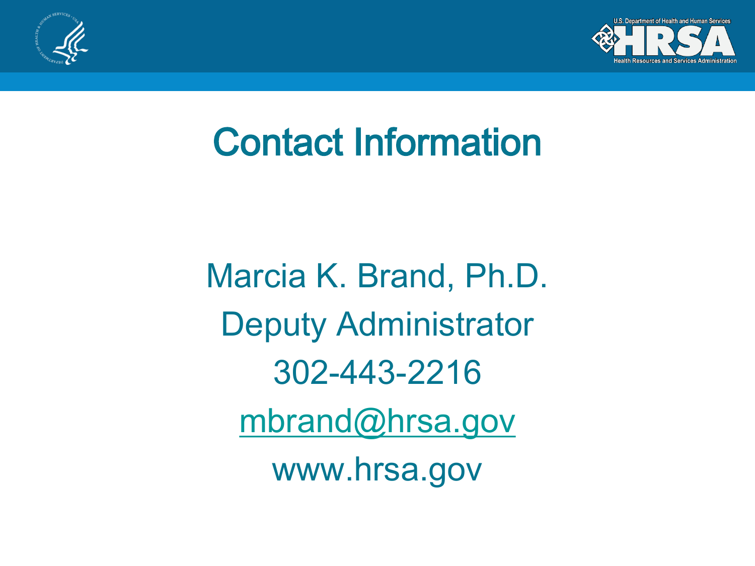# Contact Information

Marcia K. Brand, Ph.D.

Deputy Administrator

302-443-2216

mbrand@hrsa.gov

www.hrsa.gov